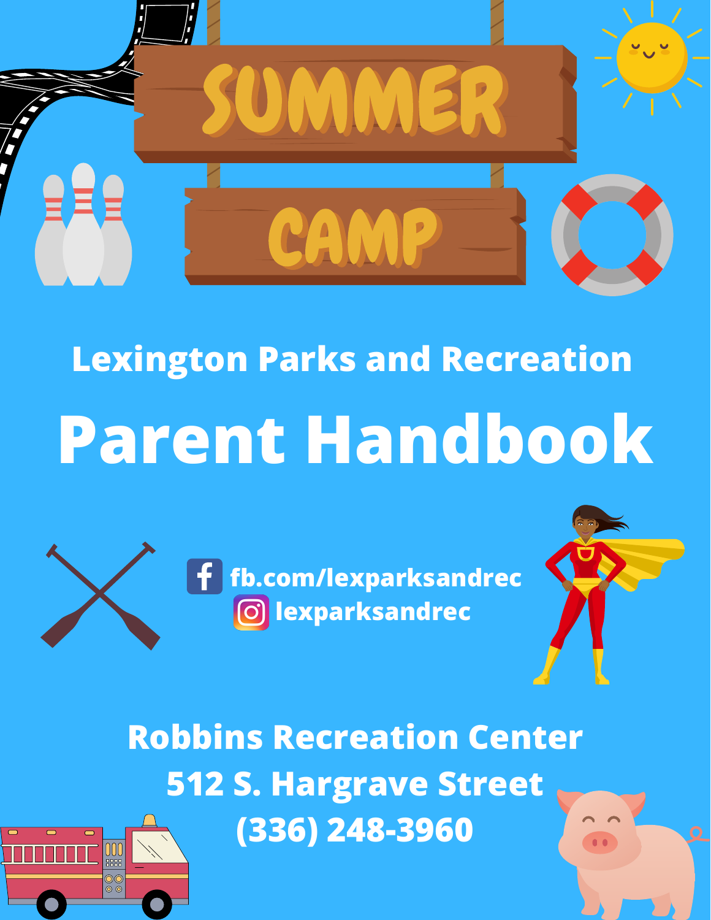# SUMMER CAMP

## Lexington Parks and Recreation

# Parent Handbook

fb.com/lexparksandrec

lexparksandrec

**Robbins Recreation Center**
**512 S. Hargrave Street**
**(336) 248-3960**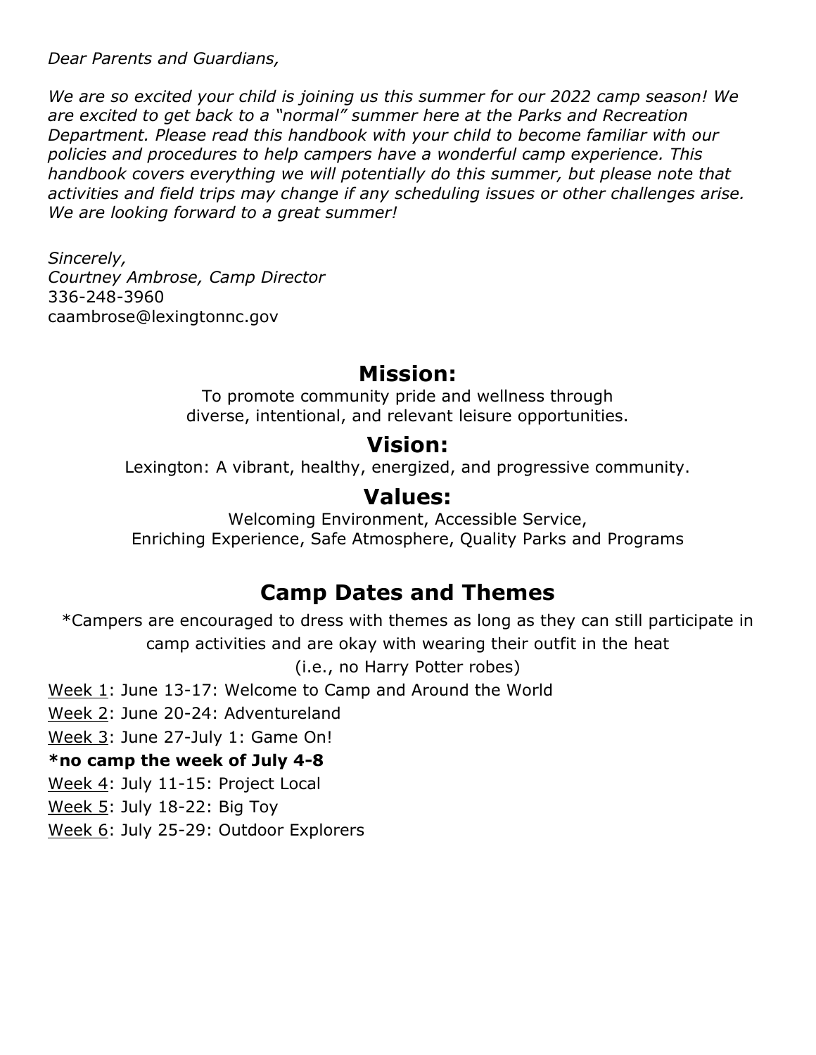*Dear Parents and Guardians,*

*We are so excited your child is joining us this summer for our 2022 camp season! We are excited to get back to a "normal" summer here at the Parks and Recreation Department. Please read this handbook with your child to become familiar with our policies and procedures to help campers have a wonderful camp experience. This handbook covers everything we will potentially do this summer, but please note that activities and field trips may change if any scheduling issues or other challenges arise. We are looking forward to a great summer!*

*Sincerely,*
*Courtney Ambrose, Camp Director*
336-248-3960
caambrose@lexingtonnc.gov

## Mission:

To promote community pride and wellness through diverse, intentional, and relevant leisure opportunities.

## Vision:

Lexington: A vibrant, healthy, energized, and progressive community.

## Values:

Welcoming Environment, Accessible Service, Enriching Experience, Safe Atmosphere, Quality Parks and Programs

## Camp Dates and Themes

*Campers are encouraged to dress with themes as long as they can still participate in camp activities and are okay with wearing their outfit in the heat (i.e., no Harry Potter robes)

Week 1: June 13-17: Welcome to Camp and Around the World

Week 2: June 20-24: Adventureland

Week 3: June 27-July 1: Game On!

**\*no camp the week of July 4-8**

Week 4: July 11-15: Project Local

Week 5: July 18-22: Big Toy

Week 6: July 25-29: Outdoor Explorers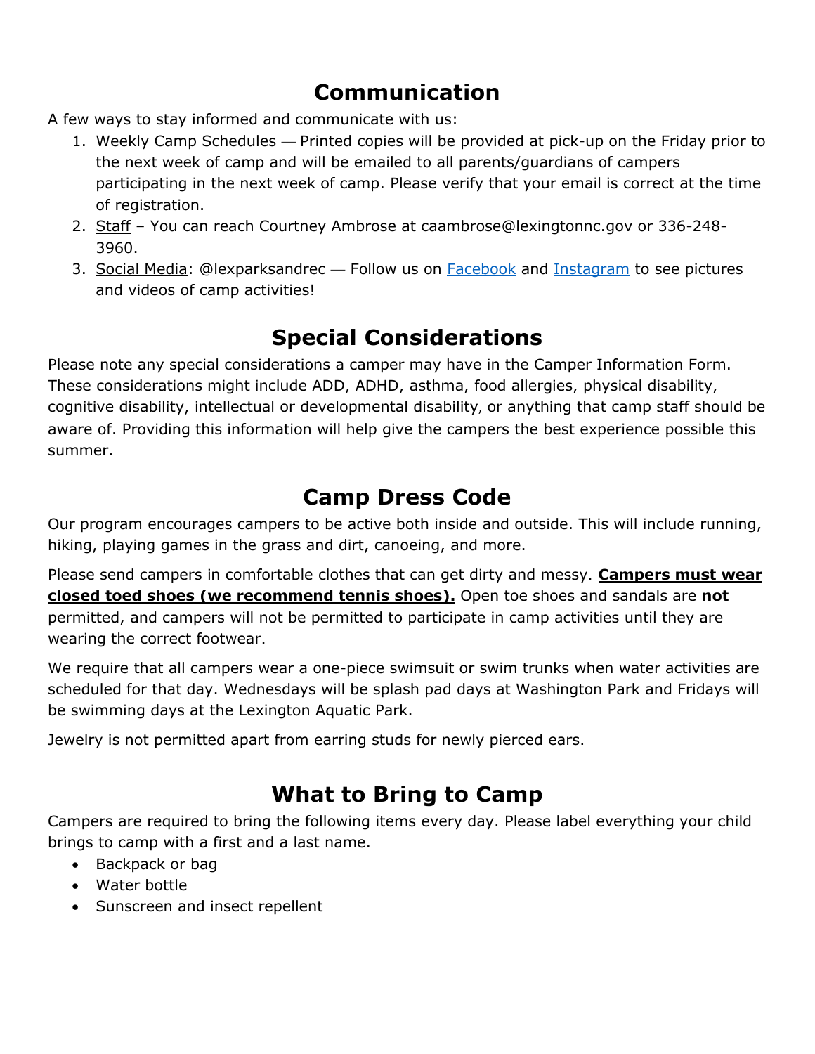## Communication

A few ways to stay informed and communicate with us:

1. Weekly Camp Schedules — Printed copies will be provided at pick-up on the Friday prior to the next week of camp and will be emailed to all parents/guardians of campers participating in the next week of camp. Please verify that your email is correct at the time of registration.
2. Staff – You can reach Courtney Ambrose at caambrose@lexingtonnc.gov or 336-248-3960.
3. Social Media: @lexparksandrec — Follow us on Facebook and Instagram to see pictures and videos of camp activities!

## Special Considerations

Please note any special considerations a camper may have in the Camper Information Form. These considerations might include ADD, ADHD, asthma, food allergies, physical disability, cognitive disability, intellectual or developmental disability, or anything that camp staff should be aware of. Providing this information will help give the campers the best experience possible this summer.

## Camp Dress Code

Our program encourages campers to be active both inside and outside. This will include running, hiking, playing games in the grass and dirt, canoeing, and more.

Please send campers in comfortable clothes that can get dirty and messy. **Campers must wear closed toed shoes (we recommend tennis shoes).** Open toe shoes and sandals are **not** permitted, and campers will not be permitted to participate in camp activities until they are wearing the correct footwear.

We require that all campers wear a one-piece swimsuit or swim trunks when water activities are scheduled for that day. Wednesdays will be splash pad days at Washington Park and Fridays will be swimming days at the Lexington Aquatic Park.

Jewelry is not permitted apart from earring studs for newly pierced ears.

## What to Bring to Camp

Campers are required to bring the following items every day. Please label everything your child brings to camp with a first and a last name.

- Backpack or bag
- Water bottle
- Sunscreen and insect repellent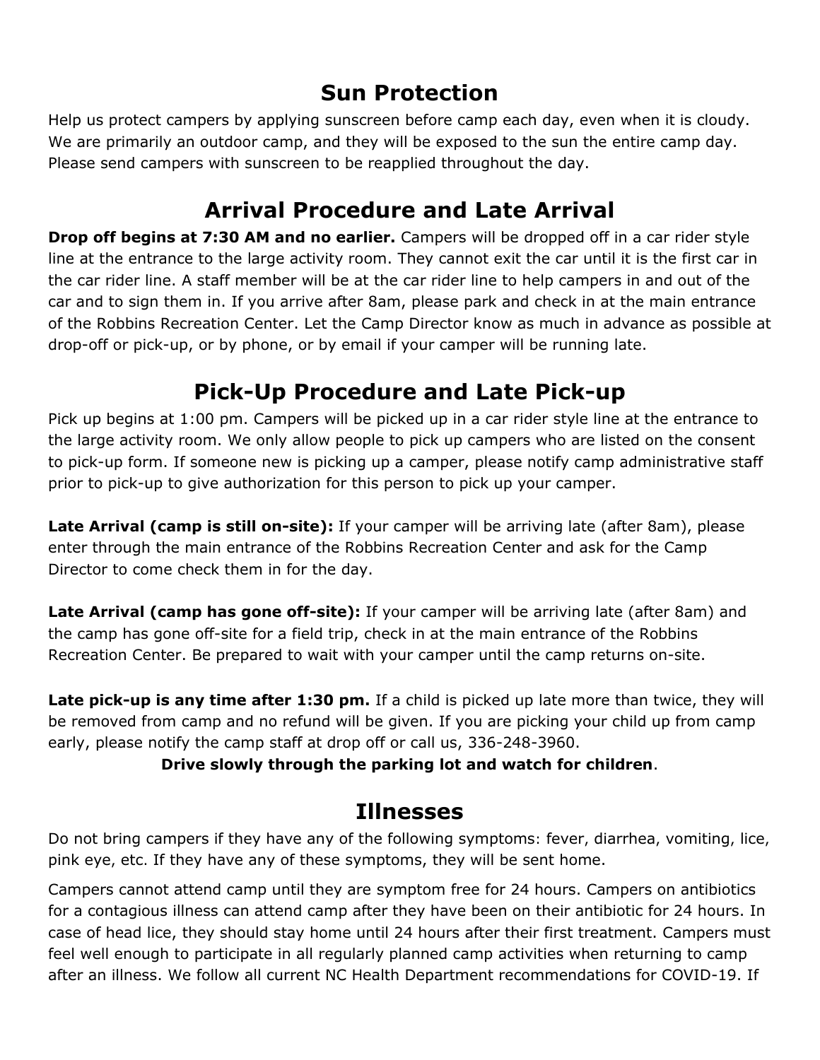## Sun Protection

Help us protect campers by applying sunscreen before camp each day, even when it is cloudy. We are primarily an outdoor camp, and they will be exposed to the sun the entire camp day. Please send campers with sunscreen to be reapplied throughout the day.

## Arrival Procedure and Late Arrival

**Drop off begins at 7:30 AM and no earlier.** Campers will be dropped off in a car rider style line at the entrance to the large activity room. They cannot exit the car until it is the first car in the car rider line. A staff member will be at the car rider line to help campers in and out of the car and to sign them in. If you arrive after 8am, please park and check in at the main entrance of the Robbins Recreation Center. Let the Camp Director know as much in advance as possible at drop-off or pick-up, or by phone, or by email if your camper will be running late.

## Pick-Up Procedure and Late Pick-up

Pick up begins at 1:00 pm. Campers will be picked up in a car rider style line at the entrance to the large activity room. We only allow people to pick up campers who are listed on the consent to pick-up form. If someone new is picking up a camper, please notify camp administrative staff prior to pick-up to give authorization for this person to pick up your camper.

**Late Arrival (camp is still on-site):** If your camper will be arriving late (after 8am), please enter through the main entrance of the Robbins Recreation Center and ask for the Camp Director to come check them in for the day.

**Late Arrival (camp has gone off-site):** If your camper will be arriving late (after 8am) and the camp has gone off-site for a field trip, check in at the main entrance of the Robbins Recreation Center. Be prepared to wait with your camper until the camp returns on-site.

**Late pick-up is any time after 1:30 pm.** If a child is picked up late more than twice, they will be removed from camp and no refund will be given. If you are picking your child up from camp early, please notify the camp staff at drop off or call us, 336-248-3960.

**Drive slowly through the parking lot and watch for children**.

## Illnesses

Do not bring campers if they have any of the following symptoms: fever, diarrhea, vomiting, lice, pink eye, etc. If they have any of these symptoms, they will be sent home.

Campers cannot attend camp until they are symptom free for 24 hours. Campers on antibiotics for a contagious illness can attend camp after they have been on their antibiotic for 24 hours. In case of head lice, they should stay home until 24 hours after their first treatment. Campers must feel well enough to participate in all regularly planned camp activities when returning to camp after an illness. We follow all current NC Health Department recommendations for COVID-19. If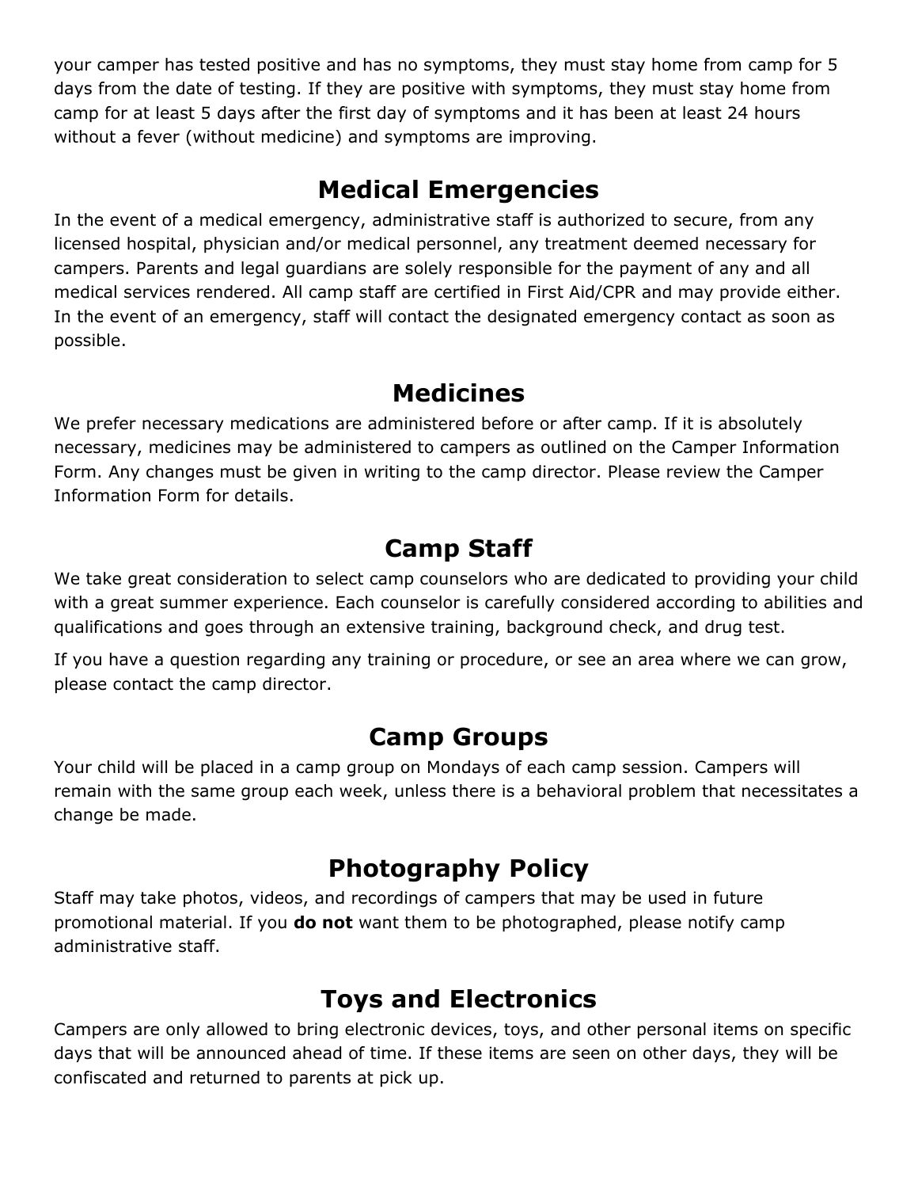your camper has tested positive and has no symptoms, they must stay home from camp for 5 days from the date of testing. If they are positive with symptoms, they must stay home from camp for at least 5 days after the first day of symptoms and it has been at least 24 hours without a fever (without medicine) and symptoms are improving.

## Medical Emergencies

In the event of a medical emergency, administrative staff is authorized to secure, from any licensed hospital, physician and/or medical personnel, any treatment deemed necessary for campers. Parents and legal guardians are solely responsible for the payment of any and all medical services rendered. All camp staff are certified in First Aid/CPR and may provide either. In the event of an emergency, staff will contact the designated emergency contact as soon as possible.

## Medicines

We prefer necessary medications are administered before or after camp. If it is absolutely necessary, medicines may be administered to campers as outlined on the Camper Information Form. Any changes must be given in writing to the camp director. Please review the Camper Information Form for details.

## Camp Staff

We take great consideration to select camp counselors who are dedicated to providing your child with a great summer experience. Each counselor is carefully considered according to abilities and qualifications and goes through an extensive training, background check, and drug test.

If you have a question regarding any training or procedure, or see an area where we can grow, please contact the camp director.

## Camp Groups

Your child will be placed in a camp group on Mondays of each camp session. Campers will remain with the same group each week, unless there is a behavioral problem that necessitates a change be made.

## Photography Policy

Staff may take photos, videos, and recordings of campers that may be used in future promotional material. If you **do not** want them to be photographed, please notify camp administrative staff.

## Toys and Electronics

Campers are only allowed to bring electronic devices, toys, and other personal items on specific days that will be announced ahead of time. If these items are seen on other days, they will be confiscated and returned to parents at pick up.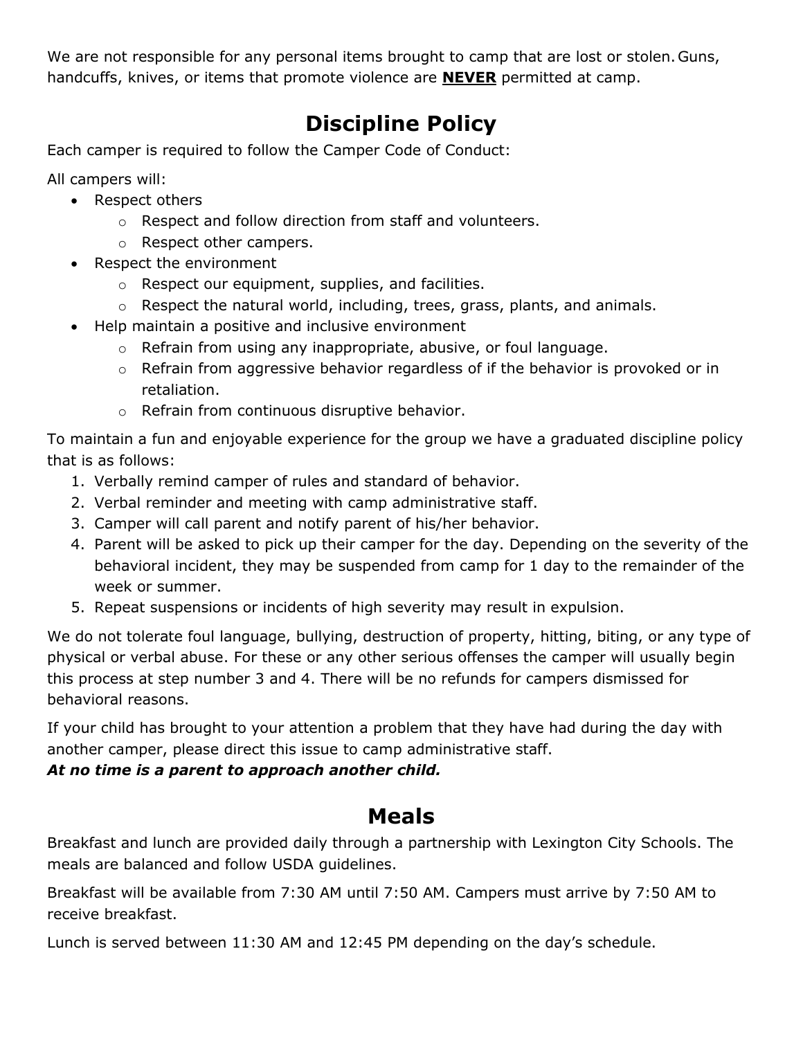We are not responsible for any personal items brought to camp that are lost or stolen. Guns, handcuffs, knives, or items that promote violence are **<u>NEVER</u>** permitted at camp.

## Discipline Policy

Each camper is required to follow the Camper Code of Conduct:

All campers will:

- Respect others
  - Respect and follow direction from staff and volunteers.
  - Respect other campers.
- Respect the environment
  - Respect our equipment, supplies, and facilities.
  - Respect the natural world, including, trees, grass, plants, and animals.
- Help maintain a positive and inclusive environment
  - Refrain from using any inappropriate, abusive, or foul language.
  - Refrain from aggressive behavior regardless of if the behavior is provoked or in retaliation.
  - Refrain from continuous disruptive behavior.

To maintain a fun and enjoyable experience for the group we have a graduated discipline policy that is as follows:

1. Verbally remind camper of rules and standard of behavior.
2. Verbal reminder and meeting with camp administrative staff.
3. Camper will call parent and notify parent of his/her behavior.
4. Parent will be asked to pick up their camper for the day. Depending on the severity of the behavioral incident, they may be suspended from camp for 1 day to the remainder of the week or summer.
5. Repeat suspensions or incidents of high severity may result in expulsion.

We do not tolerate foul language, bullying, destruction of property, hitting, biting, or any type of physical or verbal abuse. For these or any other serious offenses the camper will usually begin this process at step number 3 and 4. There will be no refunds for campers dismissed for behavioral reasons.

If your child has brought to your attention a problem that they have had during the day with another camper, please direct this issue to camp administrative staff.
***At no time is a parent to approach another child.***

## Meals

Breakfast and lunch are provided daily through a partnership with Lexington City Schools. The meals are balanced and follow USDA guidelines.

Breakfast will be available from 7:30 AM until 7:50 AM. Campers must arrive by 7:50 AM to receive breakfast.

Lunch is served between 11:30 AM and 12:45 PM depending on the day's schedule.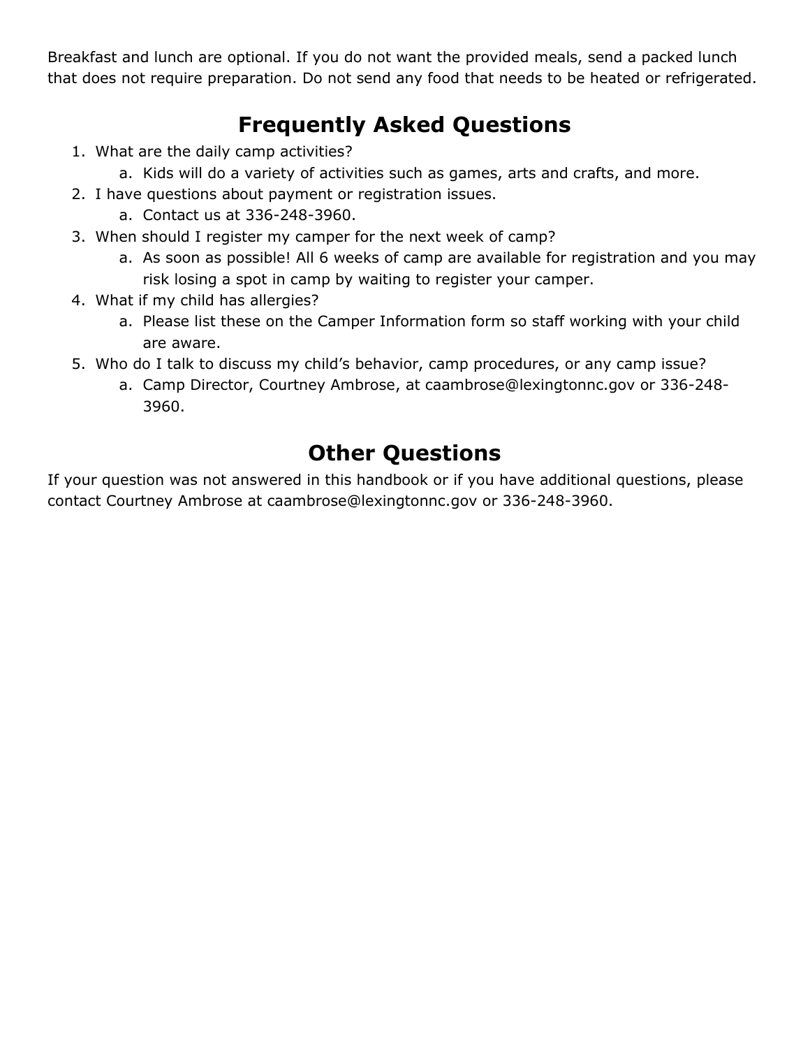Breakfast and lunch are optional. If you do not want the provided meals, send a packed lunch that does not require preparation. Do not send any food that needs to be heated or refrigerated.

## Frequently Asked Questions

1. What are the daily camp activities?
   a. Kids will do a variety of activities such as games, arts and crafts, and more.
2. I have questions about payment or registration issues.
   a. Contact us at 336-248-3960.
3. When should I register my camper for the next week of camp?
   a. As soon as possible! All 6 weeks of camp are available for registration and you may risk losing a spot in camp by waiting to register your camper.
4. What if my child has allergies?
   a. Please list these on the Camper Information form so staff working with your child are aware.
5. Who do I talk to discuss my child's behavior, camp procedures, or any camp issue?
   a. Camp Director, Courtney Ambrose, at caambrose@lexingtonnc.gov or 336-248-3960.

## Other Questions

If your question was not answered in this handbook or if you have additional questions, please contact Courtney Ambrose at caambrose@lexingtonnc.gov or 336-248-3960.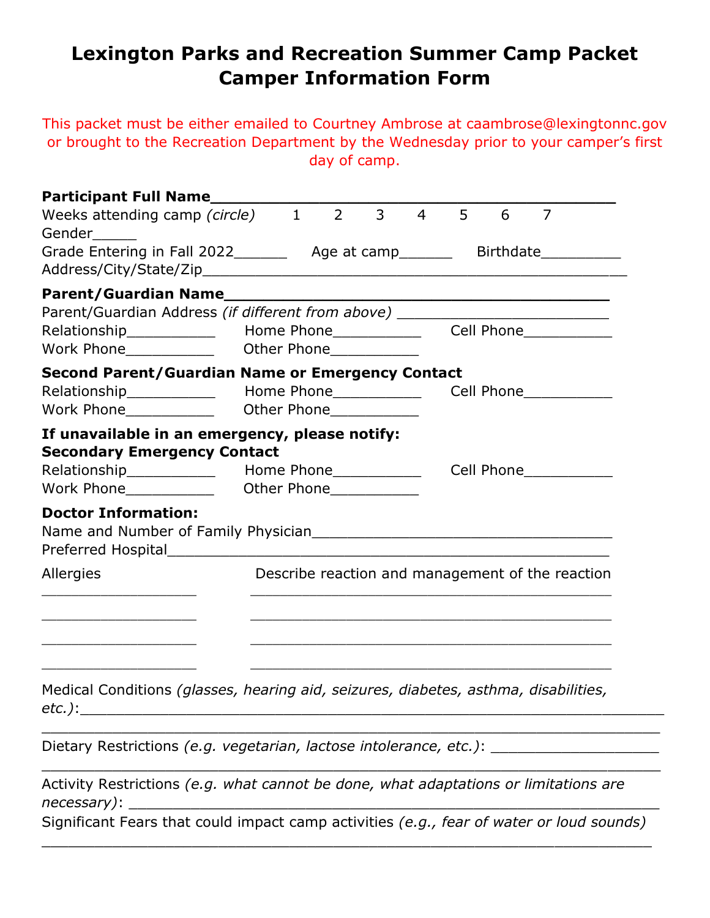# Lexington Parks and Recreation Summer Camp Packet
# Camper Information Form

This packet must be either emailed to Courtney Ambrose at caambrose@lexingtonnc.gov or brought to the Recreation Department by the Wednesday prior to your camper's first day of camp.

**Participant Full Name**___________________________________________

Weeks attending camp *(circle)* 1 2 3 4 5 6 7

Gender_____

Grade Entering in Fall 2022______ Age at camp______ Birthdate_________

Address/City/State/Zip_____________________________________________

**Parent/Guardian Name**__________________________________________

Parent/Guardian Address *(if different from above)* _______________________

Relationship__________ Home Phone__________ Cell Phone__________

Work Phone__________ Other Phone__________

**Second Parent/Guardian Name or Emergency Contact**

Relationship__________ Home Phone__________ Cell Phone__________

Work Phone__________ Other Phone__________

**If unavailable in an emergency, please notify:**
**Secondary Emergency Contact**

Relationship__________ Home Phone__________ Cell Phone__________

Work Phone__________ Other Phone__________

**Doctor Information:**

Name and Number of Family Physician__________________________________

Preferred Hospital__________________________________________________

| Allergies | Describe reaction and management of the reaction |
|---|---|
| _________________ | ________________________________________ |
| _________________ | ________________________________________ |
| _________________ | ________________________________________ |
| _________________ | ________________________________________ |

Medical Conditions *(glasses, hearing aid, seizures, diabetes, asthma, disabilities, etc.)*:_________________________________________________________
_____________________________________________________________________

Dietary Restrictions *(e.g. vegetarian, lactose intolerance, etc.)*: __________________
_____________________________________________________________________

Activity Restrictions *(e.g. what cannot be done, what adaptations or limitations are necessary)*: ____________________________________________________________

Significant Fears that could impact camp activities *(e.g., fear of water or loud sounds)*
_____________________________________________________________________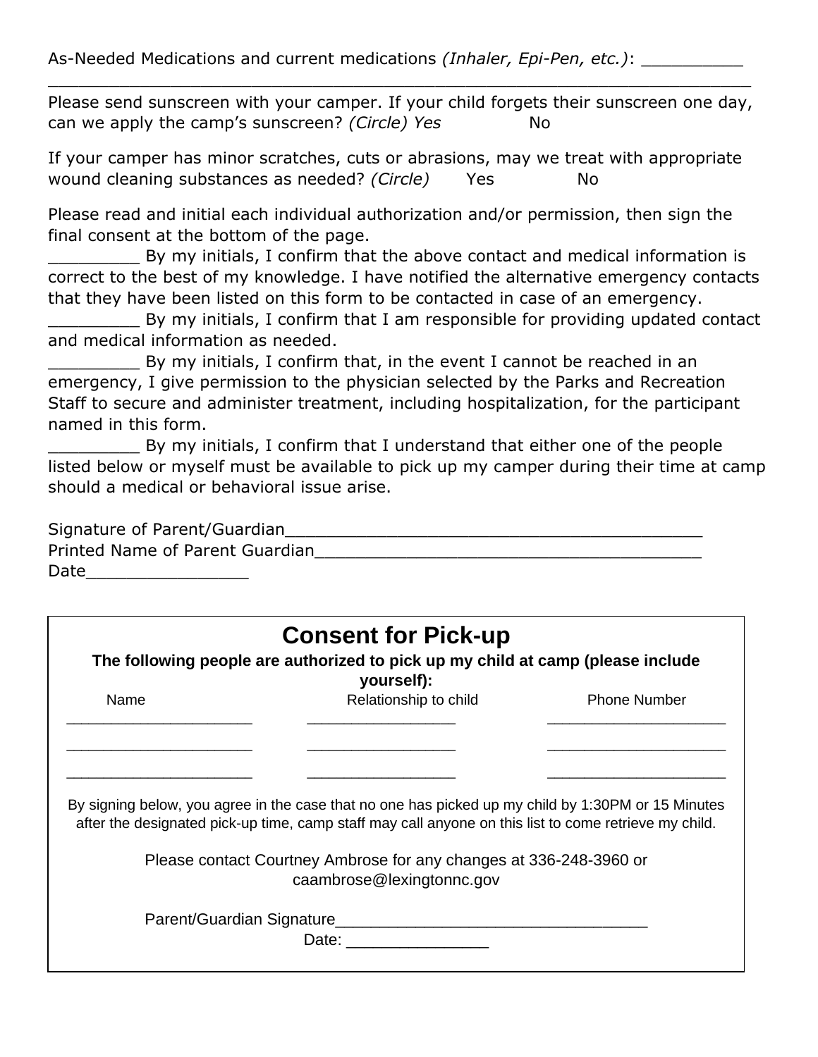As-Needed Medications and current medications *(Inhaler, Epi-Pen, etc.)*: __________
______________________________________________________________________

Please send sunscreen with your camper. If your child forgets their sunscreen one day, can we apply the camp's sunscreen? *(Circle) Yes* No

If your camper has minor scratches, cuts or abrasions, may we treat with appropriate wound cleaning substances as needed? *(Circle)* Yes No

Please read and initial each individual authorization and/or permission, then sign the final consent at the bottom of the page.

_________ By my initials, I confirm that the above contact and medical information is correct to the best of my knowledge. I have notified the alternative emergency contacts that they have been listed on this form to be contacted in case of an emergency.

_________ By my initials, I confirm that I am responsible for providing updated contact and medical information as needed.

_________ By my initials, I confirm that, in the event I cannot be reached in an emergency, I give permission to the physician selected by the Parks and Recreation Staff to secure and administer treatment, including hospitalization, for the participant named in this form.

_________ By my initials, I confirm that I understand that either one of the people listed below or myself must be available to pick up my camper during their time at camp should a medical or behavioral issue arise.

Signature of Parent/Guardian__________________________________________
Printed Name of Parent Guardian_______________________________________
Date________________

## Consent for Pick-up

**The following people are authorized to pick up my child at camp (please include yourself):**

| Name | Relationship to child | Phone Number |
|---|---|---|
| _____________________ | _________________ | ____________________ |
| _____________________ | _________________ | ____________________ |
| _____________________ | _________________ | ____________________ |

By signing below, you agree in the case that no one has picked up my child by 1:30PM or 15 Minutes after the designated pick-up time, camp staff may call anyone on this list to come retrieve my child.

Please contact Courtney Ambrose for any changes at 336-248-3960 or caambrose@lexingtonnc.gov

Parent/Guardian Signature__________________________________
Date: ________________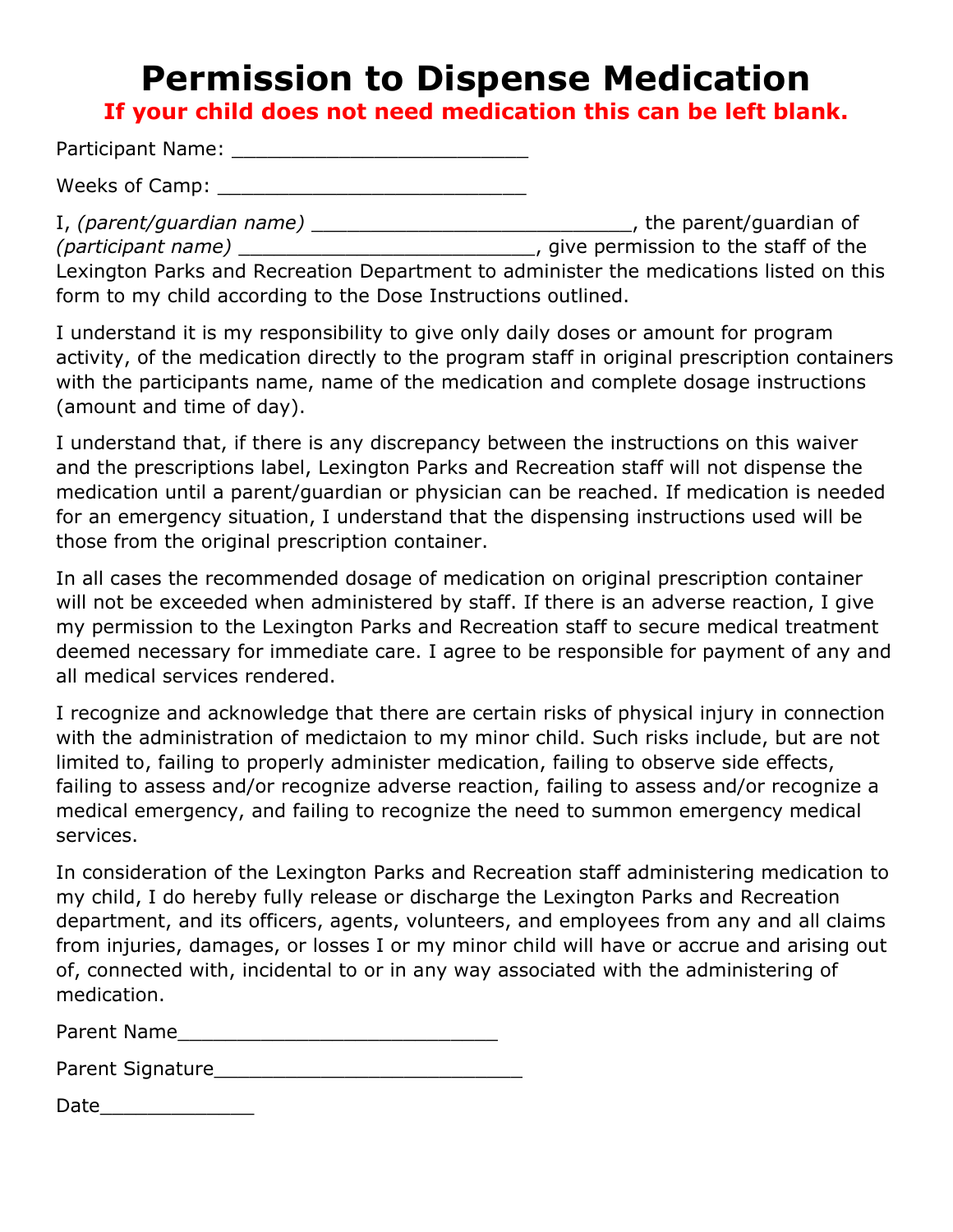# Permission to Dispense Medication

**If your child does not need medication this can be left blank.**

Participant Name: ________________________

Weeks of Camp: __________________________

I, *(parent/guardian name)* ___________________________, the parent/guardian of *(participant name)* _________________________, give permission to the staff of the Lexington Parks and Recreation Department to administer the medications listed on this form to my child according to the Dose Instructions outlined.

I understand it is my responsibility to give only daily doses or amount for program activity, of the medication directly to the program staff in original prescription containers with the participants name, name of the medication and complete dosage instructions (amount and time of day).

I understand that, if there is any discrepancy between the instructions on this waiver and the prescriptions label, Lexington Parks and Recreation staff will not dispense the medication until a parent/guardian or physician can be reached. If medication is needed for an emergency situation, I understand that the dispensing instructions used will be those from the original prescription container.

In all cases the recommended dosage of medication on original prescription container will not be exceeded when administered by staff. If there is an adverse reaction, I give my permission to the Lexington Parks and Recreation staff to secure medical treatment deemed necessary for immediate care. I agree to be responsible for payment of any and all medical services rendered.

I recognize and acknowledge that there are certain risks of physical injury in connection with the administration of medictaion to my minor child. Such risks include, but are not limited to, failing to properly administer medication, failing to observe side effects, failing to assess and/or recognize adverse reaction, failing to assess and/or recognize a medical emergency, and failing to recognize the need to summon emergency medical services.

In consideration of the Lexington Parks and Recreation staff administering medication to my child, I do hereby fully release or discharge the Lexington Parks and Recreation department, and its officers, agents, volunteers, and employees from any and all claims from injuries, damages, or losses I or my minor child will have or accrue and arising out of, connected with, incidental to or in any way associated with the administering of medication.

Parent Name___________________________

Parent Signature__________________________

Date_____________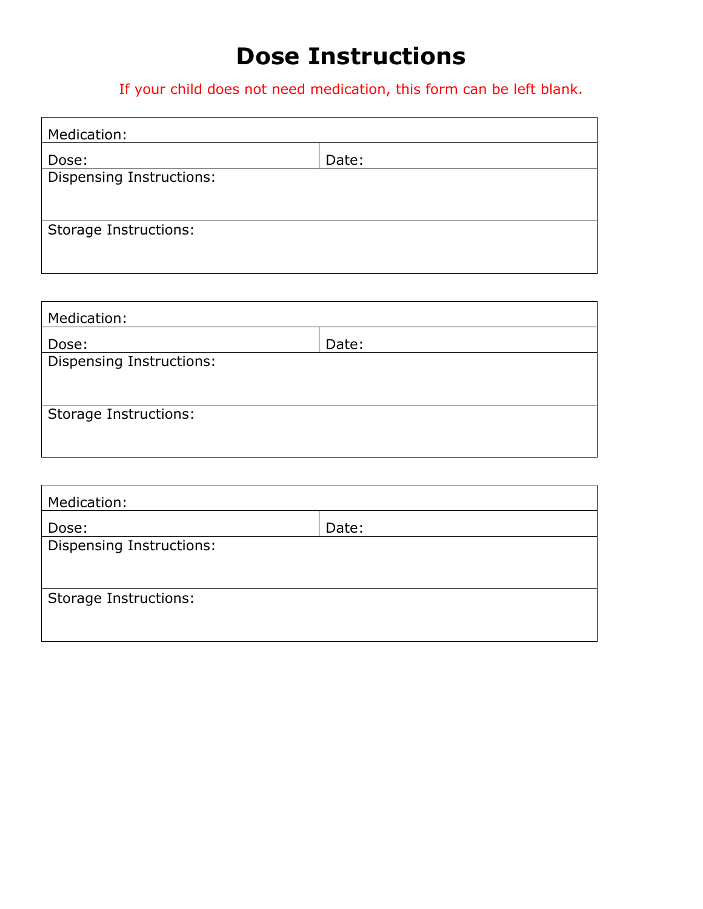# Dose Instructions

If your child does not need medication, this form can be left blank.

| | |
|---|---|
| Medication: | |
| Dose: | Date: |
| Dispensing Instructions: | |
| Storage Instructions: | |

| | |
|---|---|
| Medication: | |
| Dose: | Date: |
| Dispensing Instructions: | |
| Storage Instructions: | |

| | |
|---|---|
| Medication: | |
| Dose: | Date: |
| Dispensing Instructions: | |
| Storage Instructions: | |